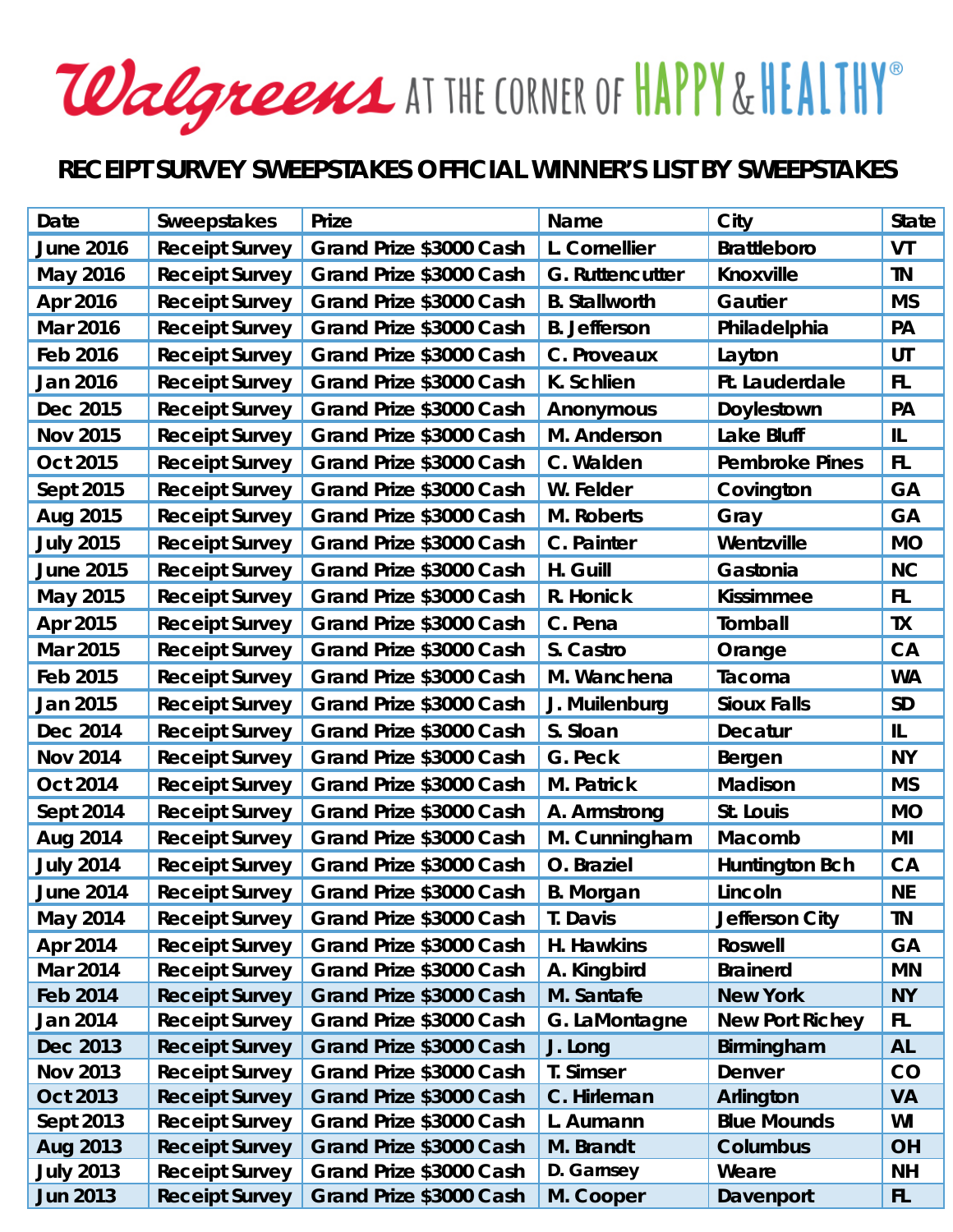Walgreens AT THE CORNER OF HAPPY & HEALTHY®

## RECEIPT SURVEY SWEEPSTAKES OFFICIAL WINNER'S LIST BY SWEEPSTAKES

| Date | Sweepstakes | Prize | Name | City | State |
|---|---|---|---|---|---|
| June 2016 | Receipt Survey | Grand Prize $3000 Cash | L. Cornellier | Brattleboro | VT |
| May 2016 | Receipt Survey | Grand Prize $3000 Cash | G. Ruttencutter | Knoxville | TN |
| Apr 2016 | Receipt Survey | Grand Prize $3000 Cash | B. Stallworth | Gautier | MS |
| Mar 2016 | Receipt Survey | Grand Prize $3000 Cash | B. Jefferson | Philadelphia | PA |
| Feb 2016 | Receipt Survey | Grand Prize $3000 Cash | C. Proveaux | Layton | UT |
| Jan 2016 | Receipt Survey | Grand Prize $3000 Cash | K. Schlien | Ft. Lauderdale | FL |
| Dec 2015 | Receipt Survey | Grand Prize $3000 Cash | Anonymous | Doylestown | PA |
| Nov 2015 | Receipt Survey | Grand Prize $3000 Cash | M. Anderson | Lake Bluff | IL |
| Oct 2015 | Receipt Survey | Grand Prize $3000 Cash | C. Walden | Pembroke Pines | FL |
| Sept 2015 | Receipt Survey | Grand Prize $3000 Cash | W. Felder | Covington | GA |
| Aug 2015 | Receipt Survey | Grand Prize $3000 Cash | M. Roberts | Gray | GA |
| July 2015 | Receipt Survey | Grand Prize $3000 Cash | C. Painter | Wentzville | MO |
| June 2015 | Receipt Survey | Grand Prize $3000 Cash | H. Guill | Gastonia | NC |
| May 2015 | Receipt Survey | Grand Prize $3000 Cash | R. Honick | Kissimmee | FL |
| Apr 2015 | Receipt Survey | Grand Prize $3000 Cash | C. Pena | Tomball | TX |
| Mar 2015 | Receipt Survey | Grand Prize $3000 Cash | S. Castro | Orange | CA |
| Feb 2015 | Receipt Survey | Grand Prize $3000 Cash | M. Wanchena | Tacoma | WA |
| Jan 2015 | Receipt Survey | Grand Prize $3000 Cash | J. Muilenburg | Sioux Falls | SD |
| Dec 2014 | Receipt Survey | Grand Prize $3000 Cash | S. Sloan | Decatur | IL |
| Nov 2014 | Receipt Survey | Grand Prize $3000 Cash | G. Peck | Bergen | NY |
| Oct 2014 | Receipt Survey | Grand Prize $3000 Cash | M. Patrick | Madison | MS |
| Sept 2014 | Receipt Survey | Grand Prize $3000 Cash | A. Armstrong | St. Louis | MO |
| Aug 2014 | Receipt Survey | Grand Prize $3000 Cash | M. Cunningham | Macomb | MI |
| July 2014 | Receipt Survey | Grand Prize $3000 Cash | O. Braziel | Huntington Bch | CA |
| June 2014 | Receipt Survey | Grand Prize $3000 Cash | B. Morgan | Lincoln | NE |
| May 2014 | Receipt Survey | Grand Prize $3000 Cash | T. Davis | Jefferson City | TN |
| Apr 2014 | Receipt Survey | Grand Prize $3000 Cash | H. Hawkins | Roswell | GA |
| Mar 2014 | Receipt Survey | Grand Prize $3000 Cash | A. Kingbird | Brainerd | MN |
| Feb 2014 | Receipt Survey | Grand Prize $3000 Cash | M. Santafe | New York | NY |
| Jan 2014 | Receipt Survey | Grand Prize $3000 Cash | G. LaMontagne | New Port Richey | FL |
| Dec 2013 | Receipt Survey | Grand Prize $3000 Cash | J. Long | Birmingham | AL |
| Nov 2013 | Receipt Survey | Grand Prize $3000 Cash | T. Simser | Denver | CO |
| Oct 2013 | Receipt Survey | Grand Prize $3000 Cash | C. Hirleman | Arlington | VA |
| Sept 2013 | Receipt Survey | Grand Prize $3000 Cash | L. Aumann | Blue Mounds | WI |
| Aug 2013 | Receipt Survey | Grand Prize $3000 Cash | M. Brandt | Columbus | OH |
| July 2013 | Receipt Survey | Grand Prize $3000 Cash | D. Gamsey | Weare | NH |
| Jun 2013 | Receipt Survey | Grand Prize $3000 Cash | M. Cooper | Davenport | FL |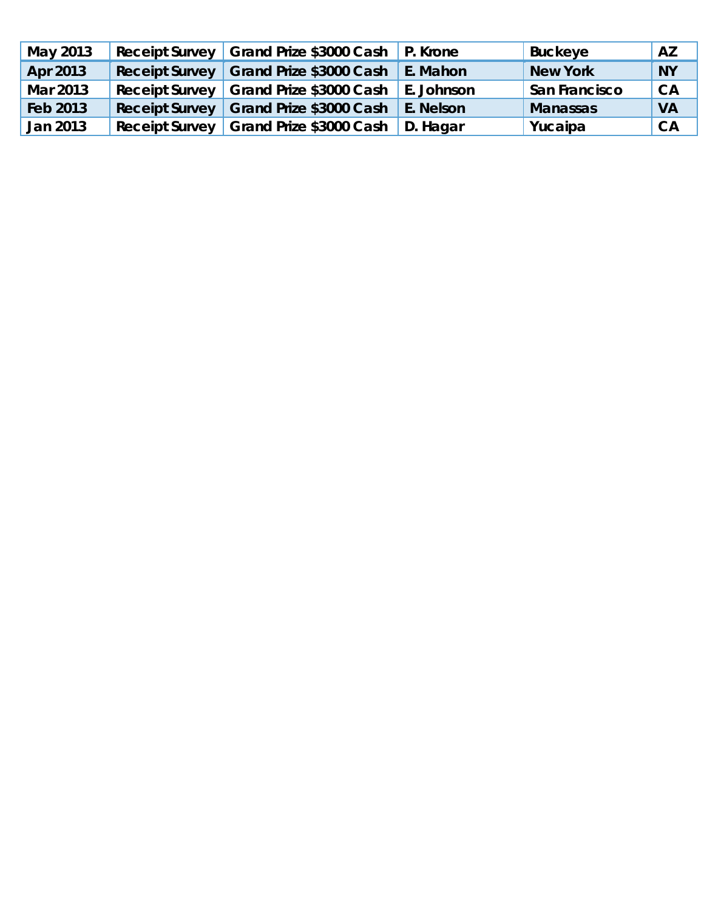| | | | | | |
|---|---|---|---|---|---|
| May 2013 | Receipt Survey | Grand Prize $3000 Cash | P. Krone | Buckeye | AZ |
| Apr 2013 | Receipt Survey | Grand Prize $3000 Cash | E. Mahon | New York | NY |
| Mar 2013 | Receipt Survey | Grand Prize $3000 Cash | E. Johnson | San Francisco | CA |
| Feb 2013 | Receipt Survey | Grand Prize $3000 Cash | E. Nelson | Manassas | VA |
| Jan 2013 | Receipt Survey | Grand Prize $3000 Cash | D. Hagar | Yucaipa | CA |